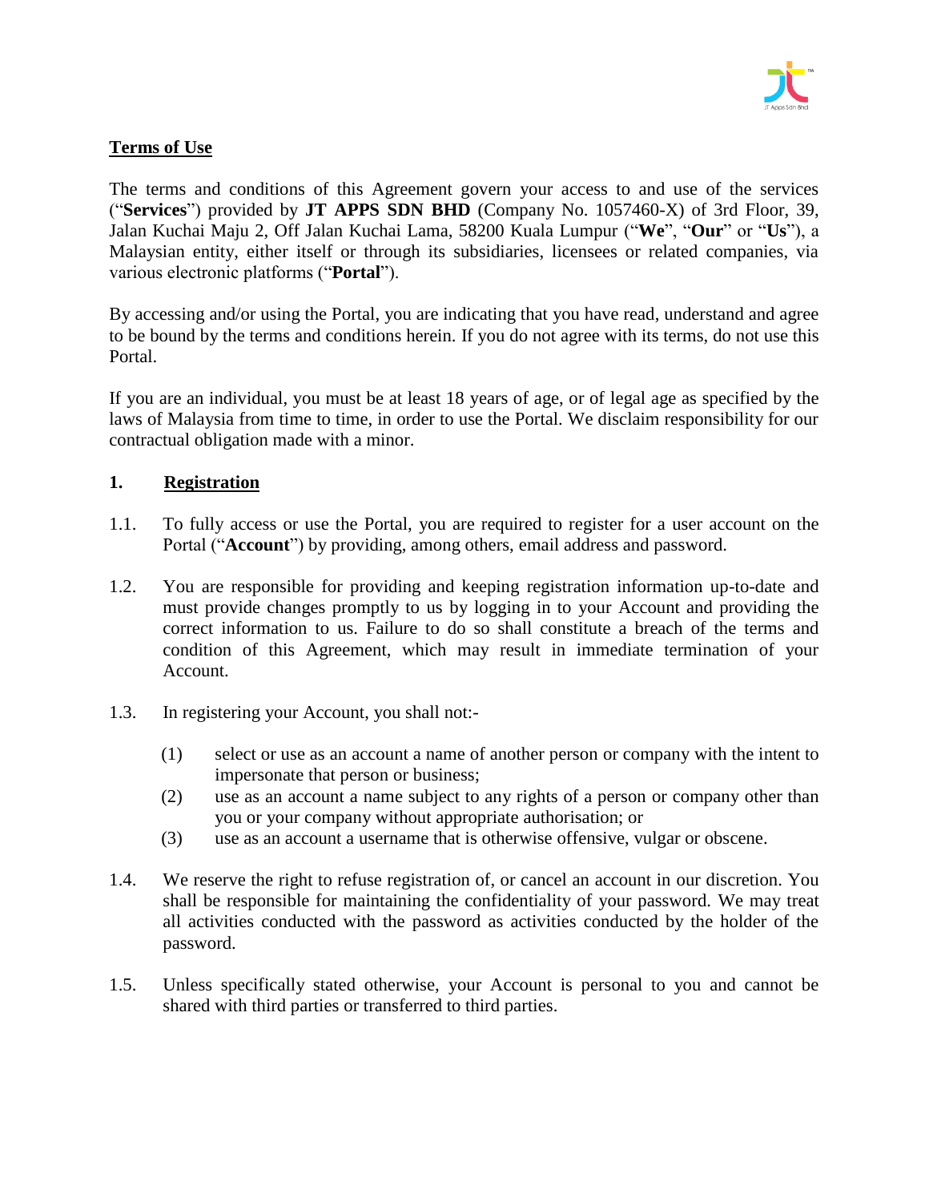## Terms of Use

The terms and conditions of this Agreement govern your access to and use of the services ("**Services**") provided by **JT APPS SDN BHD** (Company No. 1057460-X) of 3rd Floor, 39, Jalan Kuchai Maju 2, Off Jalan Kuchai Lama, 58200 Kuala Lumpur ("**We**", "**Our**" or "**Us**"), a Malaysian entity, either itself or through its subsidiaries, licensees or related companies, via various electronic platforms ("**Portal**").

By accessing and/or using the Portal, you are indicating that you have read, understand and agree to be bound by the terms and conditions herein. If you do not agree with its terms, do not use this Portal.

If you are an individual, you must be at least 18 years of age, or of legal age as specified by the laws of Malaysia from time to time, in order to use the Portal. We disclaim responsibility for our contractual obligation made with a minor.

### 1. Registration

1.1. To fully access or use the Portal, you are required to register for a user account on the Portal ("**Account**") by providing, among others, email address and password.

1.2. You are responsible for providing and keeping registration information up-to-date and must provide changes promptly to us by logging in to your Account and providing the correct information to us. Failure to do so shall constitute a breach of the terms and condition of this Agreement, which may result in immediate termination of your Account.

1.3. In registering your Account, you shall not:-

(1) select or use as an account a name of another person or company with the intent to impersonate that person or business;

(2) use as an account a name subject to any rights of a person or company other than you or your company without appropriate authorisation; or

(3) use as an account a username that is otherwise offensive, vulgar or obscene.

1.4. We reserve the right to refuse registration of, or cancel an account in our discretion. You shall be responsible for maintaining the confidentiality of your password. We may treat all activities conducted with the password as activities conducted by the holder of the password.

1.5. Unless specifically stated otherwise, your Account is personal to you and cannot be shared with third parties or transferred to third parties.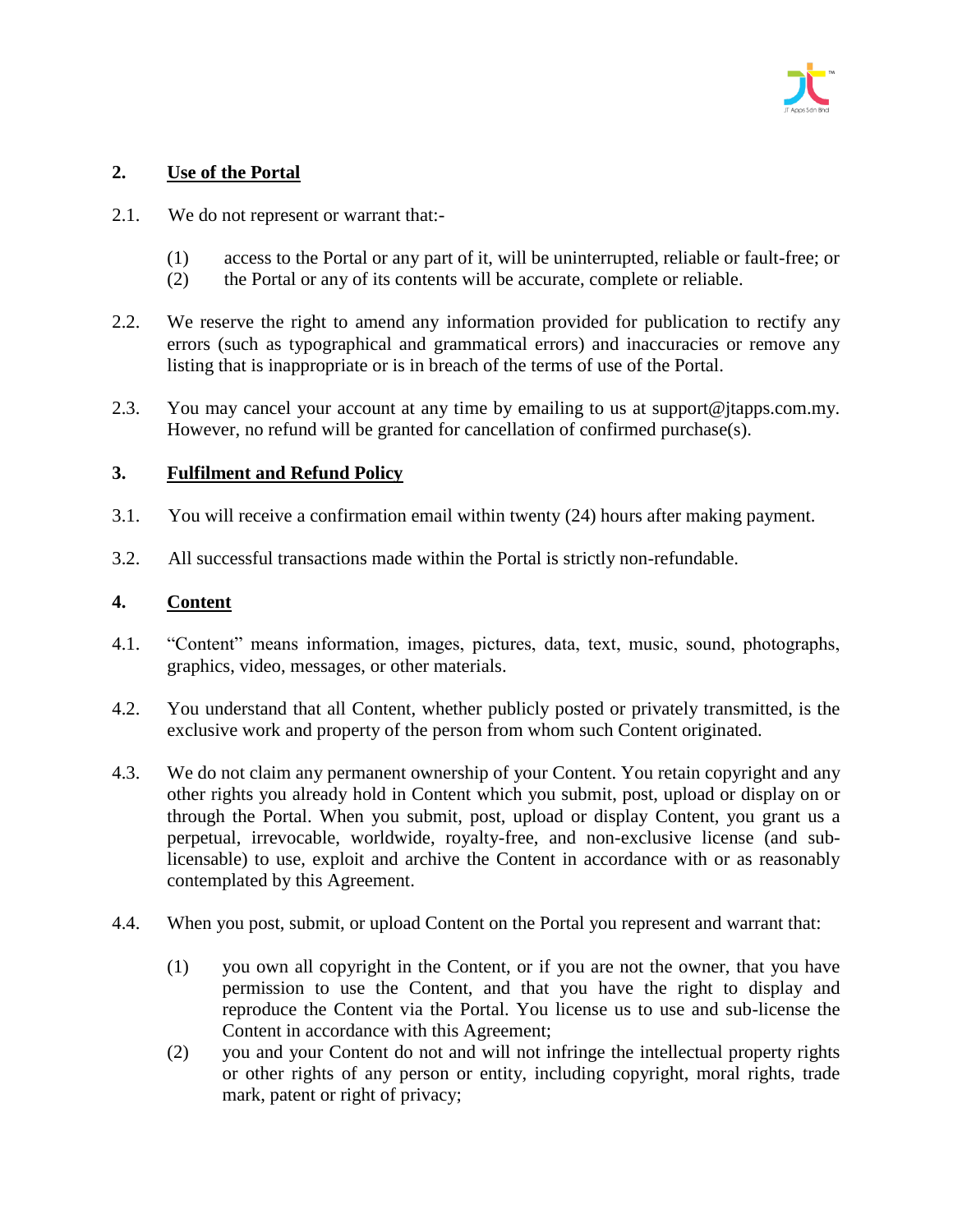## 2. Use of the Portal

2.1. We do not represent or warrant that:-

(1) access to the Portal or any part of it, will be uninterrupted, reliable or fault-free; or
(2) the Portal or any of its contents will be accurate, complete or reliable.

2.2. We reserve the right to amend any information provided for publication to rectify any errors (such as typographical and grammatical errors) and inaccuracies or remove any listing that is inappropriate or is in breach of the terms of use of the Portal.

2.3. You may cancel your account at any time by emailing to us at support@jtapps.com.my. However, no refund will be granted for cancellation of confirmed purchase(s).

## 3. Fulfilment and Refund Policy

3.1. You will receive a confirmation email within twenty (24) hours after making payment.

3.2. All successful transactions made within the Portal is strictly non-refundable.

## 4. Content

4.1. "Content" means information, images, pictures, data, text, music, sound, photographs, graphics, video, messages, or other materials.

4.2. You understand that all Content, whether publicly posted or privately transmitted, is the exclusive work and property of the person from whom such Content originated.

4.3. We do not claim any permanent ownership of your Content. You retain copyright and any other rights you already hold in Content which you submit, post, upload or display on or through the Portal. When you submit, post, upload or display Content, you grant us a perpetual, irrevocable, worldwide, royalty-free, and non-exclusive license (and sub-licensable) to use, exploit and archive the Content in accordance with or as reasonably contemplated by this Agreement.

4.4. When you post, submit, or upload Content on the Portal you represent and warrant that:

(1) you own all copyright in the Content, or if you are not the owner, that you have permission to use the Content, and that you have the right to display and reproduce the Content via the Portal. You license us to use and sub-license the Content in accordance with this Agreement;
(2) you and your Content do not and will not infringe the intellectual property rights or other rights of any person or entity, including copyright, moral rights, trade mark, patent or right of privacy;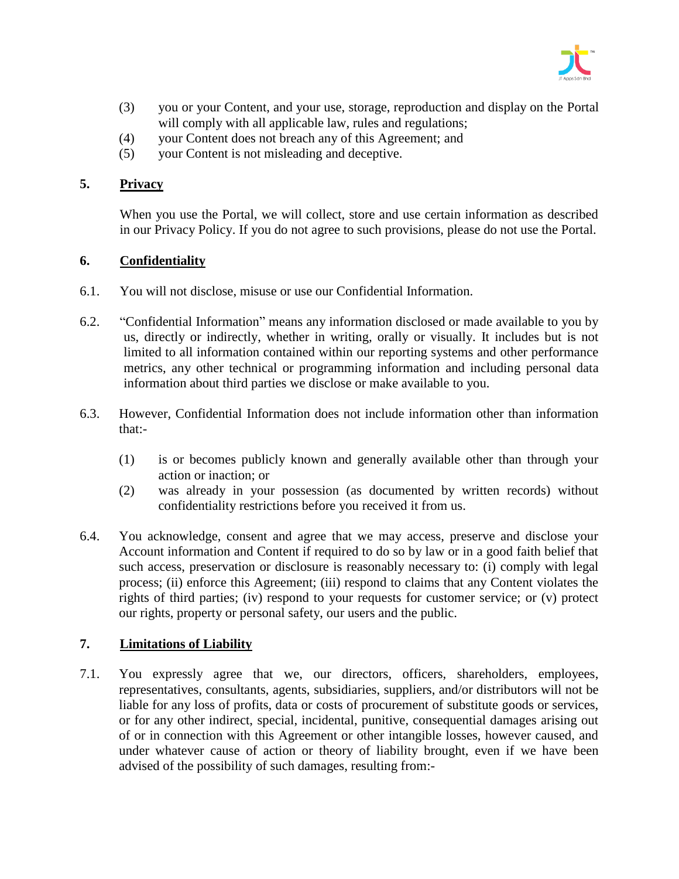(3) you or your Content, and your use, storage, reproduction and display on the Portal will comply with all applicable law, rules and regulations;

(4) your Content does not breach any of this Agreement; and

(5) your Content is not misleading and deceptive.

## 5. Privacy

When you use the Portal, we will collect, store and use certain information as described in our Privacy Policy. If you do not agree to such provisions, please do not use the Portal.

## 6. Confidentiality

6.1. You will not disclose, misuse or use our Confidential Information.

6.2. "Confidential Information" means any information disclosed or made available to you by us, directly or indirectly, whether in writing, orally or visually. It includes but is not limited to all information contained within our reporting systems and other performance metrics, any other technical or programming information and including personal data information about third parties we disclose or make available to you.

6.3. However, Confidential Information does not include information other than information that:-

(1) is or becomes publicly known and generally available other than through your action or inaction; or

(2) was already in your possession (as documented by written records) without confidentiality restrictions before you received it from us.

6.4. You acknowledge, consent and agree that we may access, preserve and disclose your Account information and Content if required to do so by law or in a good faith belief that such access, preservation or disclosure is reasonably necessary to: (i) comply with legal process; (ii) enforce this Agreement; (iii) respond to claims that any Content violates the rights of third parties; (iv) respond to your requests for customer service; or (v) protect our rights, property or personal safety, our users and the public.

## 7. Limitations of Liability

7.1. You expressly agree that we, our directors, officers, shareholders, employees, representatives, consultants, agents, subsidiaries, suppliers, and/or distributors will not be liable for any loss of profits, data or costs of procurement of substitute goods or services, or for any other indirect, special, incidental, punitive, consequential damages arising out of or in connection with this Agreement or other intangible losses, however caused, and under whatever cause of action or theory of liability brought, even if we have been advised of the possibility of such damages, resulting from:-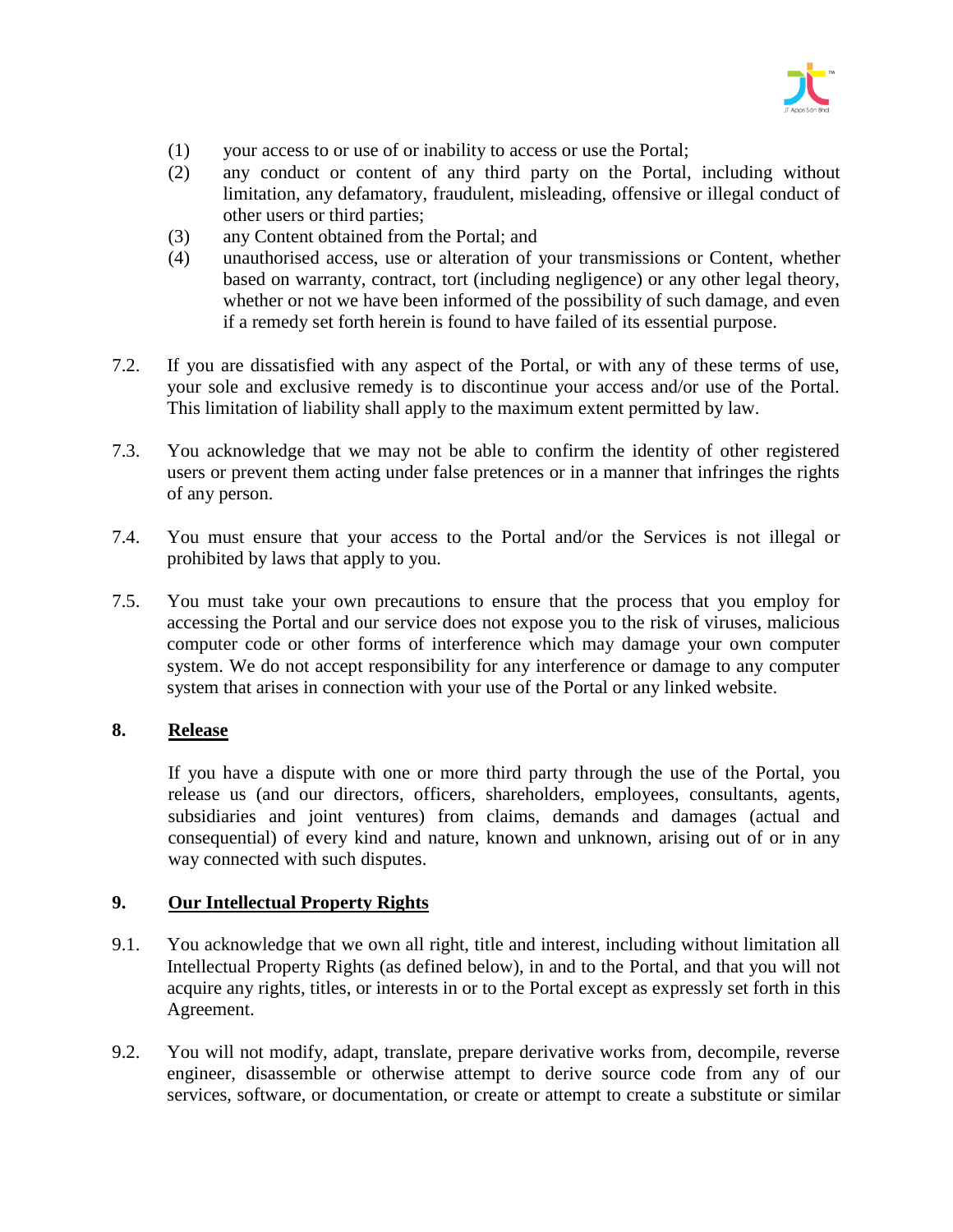(1) your access to or use of or inability to access or use the Portal;

(2) any conduct or content of any third party on the Portal, including without limitation, any defamatory, fraudulent, misleading, offensive or illegal conduct of other users or third parties;

(3) any Content obtained from the Portal; and

(4) unauthorised access, use or alteration of your transmissions or Content, whether based on warranty, contract, tort (including negligence) or any other legal theory, whether or not we have been informed of the possibility of such damage, and even if a remedy set forth herein is found to have failed of its essential purpose.

7.2. If you are dissatisfied with any aspect of the Portal, or with any of these terms of use, your sole and exclusive remedy is to discontinue your access and/or use of the Portal. This limitation of liability shall apply to the maximum extent permitted by law.

7.3. You acknowledge that we may not be able to confirm the identity of other registered users or prevent them acting under false pretences or in a manner that infringes the rights of any person.

7.4. You must ensure that your access to the Portal and/or the Services is not illegal or prohibited by laws that apply to you.

7.5. You must take your own precautions to ensure that the process that you employ for accessing the Portal and our service does not expose you to the risk of viruses, malicious computer code or other forms of interference which may damage your own computer system. We do not accept responsibility for any interference or damage to any computer system that arises in connection with your use of the Portal or any linked website.

## 8. Release

If you have a dispute with one or more third party through the use of the Portal, you release us (and our directors, officers, shareholders, employees, consultants, agents, subsidiaries and joint ventures) from claims, demands and damages (actual and consequential) of every kind and nature, known and unknown, arising out of or in any way connected with such disputes.

## 9. Our Intellectual Property Rights

9.1. You acknowledge that we own all right, title and interest, including without limitation all Intellectual Property Rights (as defined below), in and to the Portal, and that you will not acquire any rights, titles, or interests in or to the Portal except as expressly set forth in this Agreement.

9.2. You will not modify, adapt, translate, prepare derivative works from, decompile, reverse engineer, disassemble or otherwise attempt to derive source code from any of our services, software, or documentation, or create or attempt to create a substitute or similar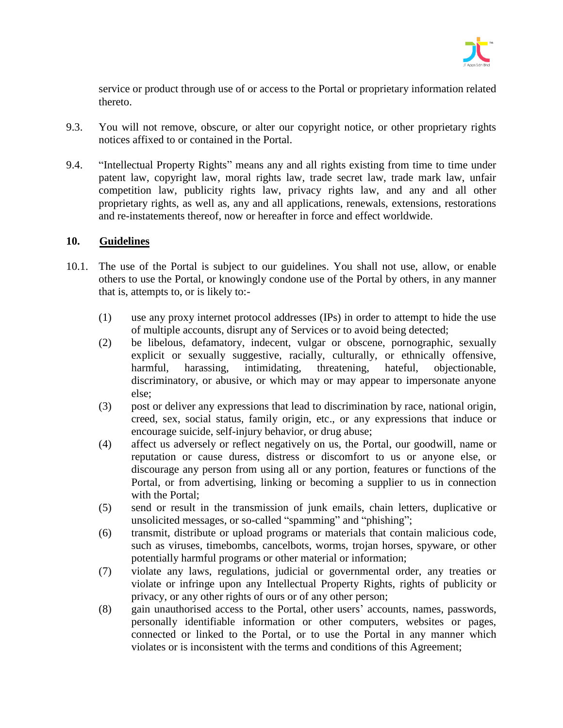service or product through use of or access to the Portal or proprietary information related thereto.

9.3. You will not remove, obscure, or alter our copyright notice, or other proprietary rights notices affixed to or contained in the Portal.

9.4. "Intellectual Property Rights" means any and all rights existing from time to time under patent law, copyright law, moral rights law, trade secret law, trade mark law, unfair competition law, publicity rights law, privacy rights law, and any and all other proprietary rights, as well as, any and all applications, renewals, extensions, restorations and re-instatements thereof, now or hereafter in force and effect worldwide.

## 10. Guidelines

10.1. The use of the Portal is subject to our guidelines. You shall not use, allow, or enable others to use the Portal, or knowingly condone use of the Portal by others, in any manner that is, attempts to, or is likely to:-

(1) use any proxy internet protocol addresses (IPs) in order to attempt to hide the use of multiple accounts, disrupt any of Services or to avoid being detected;

(2) be libelous, defamatory, indecent, vulgar or obscene, pornographic, sexually explicit or sexually suggestive, racially, culturally, or ethnically offensive, harmful, harassing, intimidating, threatening, hateful, objectionable, discriminatory, or abusive, or which may or may appear to impersonate anyone else;

(3) post or deliver any expressions that lead to discrimination by race, national origin, creed, sex, social status, family origin, etc., or any expressions that induce or encourage suicide, self-injury behavior, or drug abuse;

(4) affect us adversely or reflect negatively on us, the Portal, our goodwill, name or reputation or cause duress, distress or discomfort to us or anyone else, or discourage any person from using all or any portion, features or functions of the Portal, or from advertising, linking or becoming a supplier to us in connection with the Portal;

(5) send or result in the transmission of junk emails, chain letters, duplicative or unsolicited messages, or so-called "spamming" and "phishing";

(6) transmit, distribute or upload programs or materials that contain malicious code, such as viruses, timebombs, cancelbots, worms, trojan horses, spyware, or other potentially harmful programs or other material or information;

(7) violate any laws, regulations, judicial or governmental order, any treaties or violate or infringe upon any Intellectual Property Rights, rights of publicity or privacy, or any other rights of ours or of any other person;

(8) gain unauthorised access to the Portal, other users' accounts, names, passwords, personally identifiable information or other computers, websites or pages, connected or linked to the Portal, or to use the Portal in any manner which violates or is inconsistent with the terms and conditions of this Agreement;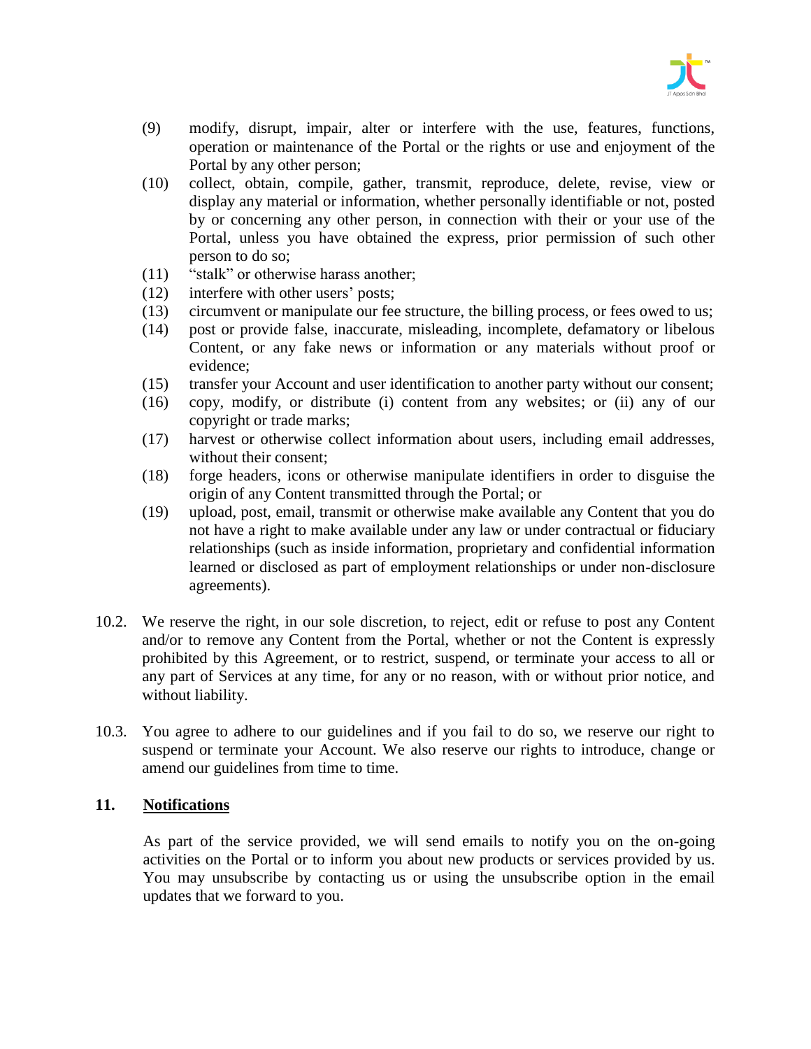(9) modify, disrupt, impair, alter or interfere with the use, features, functions, operation or maintenance of the Portal or the rights or use and enjoyment of the Portal by any other person;

(10) collect, obtain, compile, gather, transmit, reproduce, delete, revise, view or display any material or information, whether personally identifiable or not, posted by or concerning any other person, in connection with their or your use of the Portal, unless you have obtained the express, prior permission of such other person to do so;

(11) "stalk" or otherwise harass another;

(12) interfere with other users' posts;

(13) circumvent or manipulate our fee structure, the billing process, or fees owed to us;

(14) post or provide false, inaccurate, misleading, incomplete, defamatory or libelous Content, or any fake news or information or any materials without proof or evidence;

(15) transfer your Account and user identification to another party without our consent;

(16) copy, modify, or distribute (i) content from any websites; or (ii) any of our copyright or trade marks;

(17) harvest or otherwise collect information about users, including email addresses, without their consent;

(18) forge headers, icons or otherwise manipulate identifiers in order to disguise the origin of any Content transmitted through the Portal; or

(19) upload, post, email, transmit or otherwise make available any Content that you do not have a right to make available under any law or under contractual or fiduciary relationships (such as inside information, proprietary and confidential information learned or disclosed as part of employment relationships or under non-disclosure agreements).

10.2. We reserve the right, in our sole discretion, to reject, edit or refuse to post any Content and/or to remove any Content from the Portal, whether or not the Content is expressly prohibited by this Agreement, or to restrict, suspend, or terminate your access to all or any part of Services at any time, for any or no reason, with or without prior notice, and without liability.

10.3. You agree to adhere to our guidelines and if you fail to do so, we reserve our right to suspend or terminate your Account. We also reserve our rights to introduce, change or amend our guidelines from time to time.

## 11. Notifications

As part of the service provided, we will send emails to notify you on the on-going activities on the Portal or to inform you about new products or services provided by us. You may unsubscribe by contacting us or using the unsubscribe option in the email updates that we forward to you.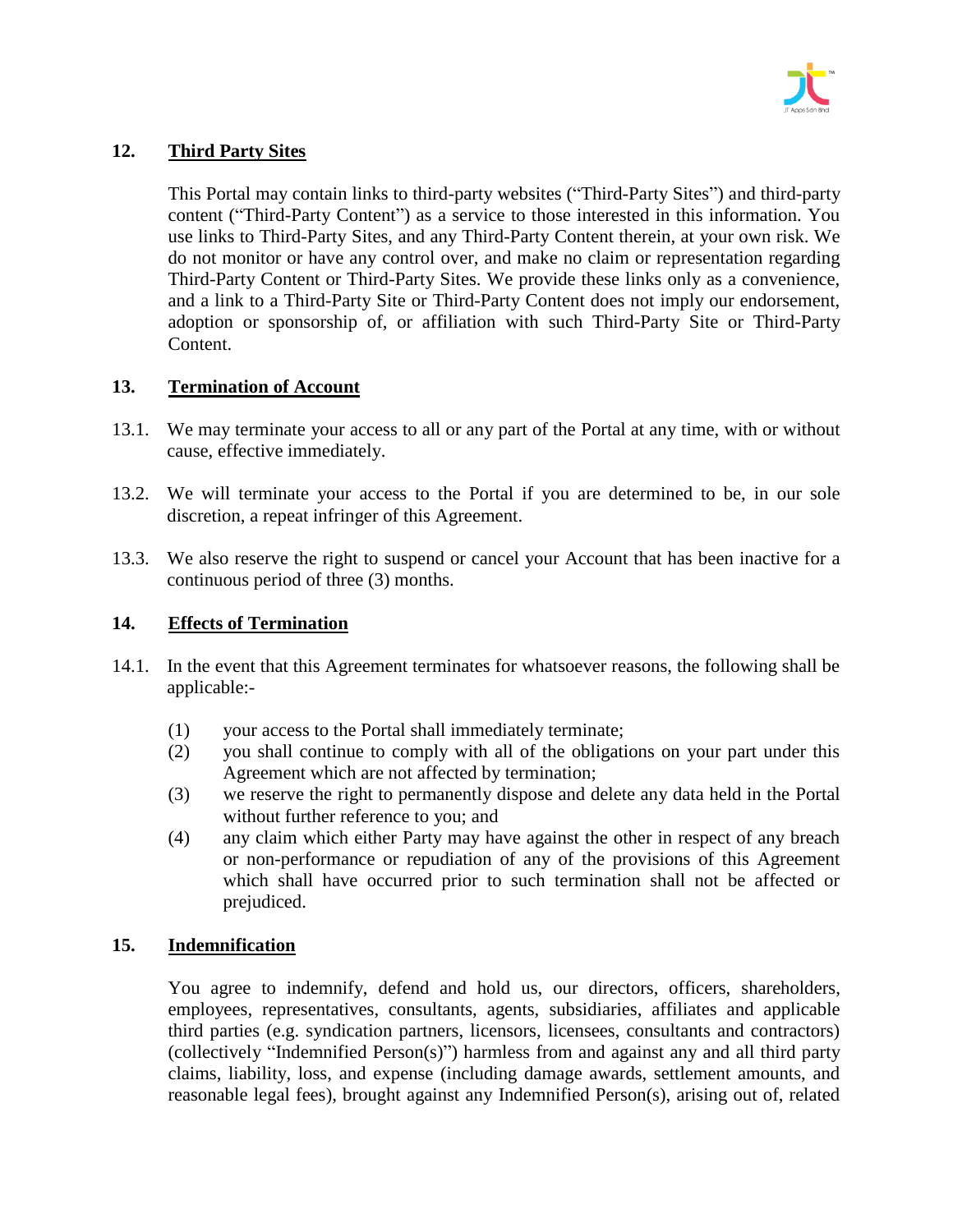## 12. Third Party Sites

This Portal may contain links to third-party websites ("Third-Party Sites") and third-party content ("Third-Party Content") as a service to those interested in this information. You use links to Third-Party Sites, and any Third-Party Content therein, at your own risk. We do not monitor or have any control over, and make no claim or representation regarding Third-Party Content or Third-Party Sites. We provide these links only as a convenience, and a link to a Third-Party Site or Third-Party Content does not imply our endorsement, adoption or sponsorship of, or affiliation with such Third-Party Site or Third-Party Content.

## 13. Termination of Account

13.1. We may terminate your access to all or any part of the Portal at any time, with or without cause, effective immediately.

13.2. We will terminate your access to the Portal if you are determined to be, in our sole discretion, a repeat infringer of this Agreement.

13.3. We also reserve the right to suspend or cancel your Account that has been inactive for a continuous period of three (3) months.

## 14. Effects of Termination

14.1. In the event that this Agreement terminates for whatsoever reasons, the following shall be applicable:-

(1) your access to the Portal shall immediately terminate;
(2) you shall continue to comply with all of the obligations on your part under this Agreement which are not affected by termination;
(3) we reserve the right to permanently dispose and delete any data held in the Portal without further reference to you; and
(4) any claim which either Party may have against the other in respect of any breach or non-performance or repudiation of any of the provisions of this Agreement which shall have occurred prior to such termination shall not be affected or prejudiced.

## 15. Indemnification

You agree to indemnify, defend and hold us, our directors, officers, shareholders, employees, representatives, consultants, agents, subsidiaries, affiliates and applicable third parties (e.g. syndication partners, licensors, licensees, consultants and contractors) (collectively "Indemnified Person(s)") harmless from and against any and all third party claims, liability, loss, and expense (including damage awards, settlement amounts, and reasonable legal fees), brought against any Indemnified Person(s), arising out of, related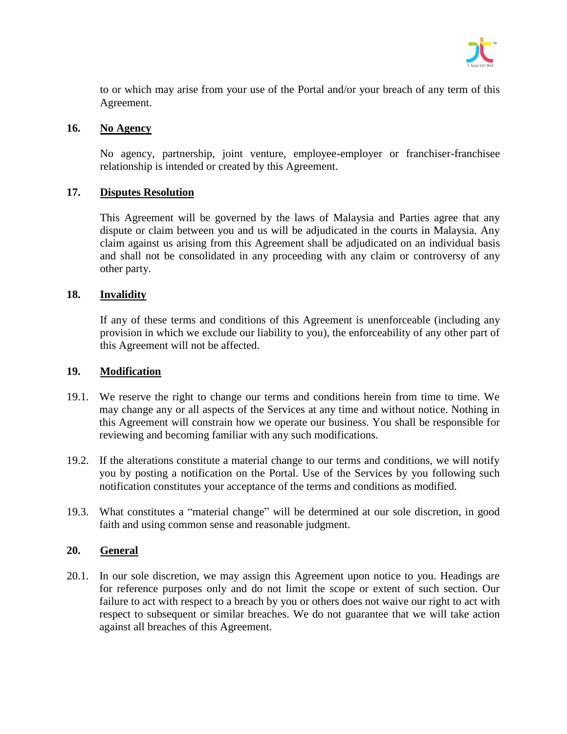to or which may arise from your use of the Portal and/or your breach of any term of this Agreement.

## 16. No Agency

No agency, partnership, joint venture, employee-employer or franchiser-franchisee relationship is intended or created by this Agreement.

## 17. Disputes Resolution

This Agreement will be governed by the laws of Malaysia and Parties agree that any dispute or claim between you and us will be adjudicated in the courts in Malaysia. Any claim against us arising from this Agreement shall be adjudicated on an individual basis and shall not be consolidated in any proceeding with any claim or controversy of any other party.

## 18. Invalidity

If any of these terms and conditions of this Agreement is unenforceable (including any provision in which we exclude our liability to you), the enforceability of any other part of this Agreement will not be affected.

## 19. Modification

19.1. We reserve the right to change our terms and conditions herein from time to time. We may change any or all aspects of the Services at any time and without notice. Nothing in this Agreement will constrain how we operate our business. You shall be responsible for reviewing and becoming familiar with any such modifications.

19.2. If the alterations constitute a material change to our terms and conditions, we will notify you by posting a notification on the Portal. Use of the Services by you following such notification constitutes your acceptance of the terms and conditions as modified.

19.3. What constitutes a "material change" will be determined at our sole discretion, in good faith and using common sense and reasonable judgment.

## 20. General

20.1. In our sole discretion, we may assign this Agreement upon notice to you. Headings are for reference purposes only and do not limit the scope or extent of such section. Our failure to act with respect to a breach by you or others does not waive our right to act with respect to subsequent or similar breaches. We do not guarantee that we will take action against all breaches of this Agreement.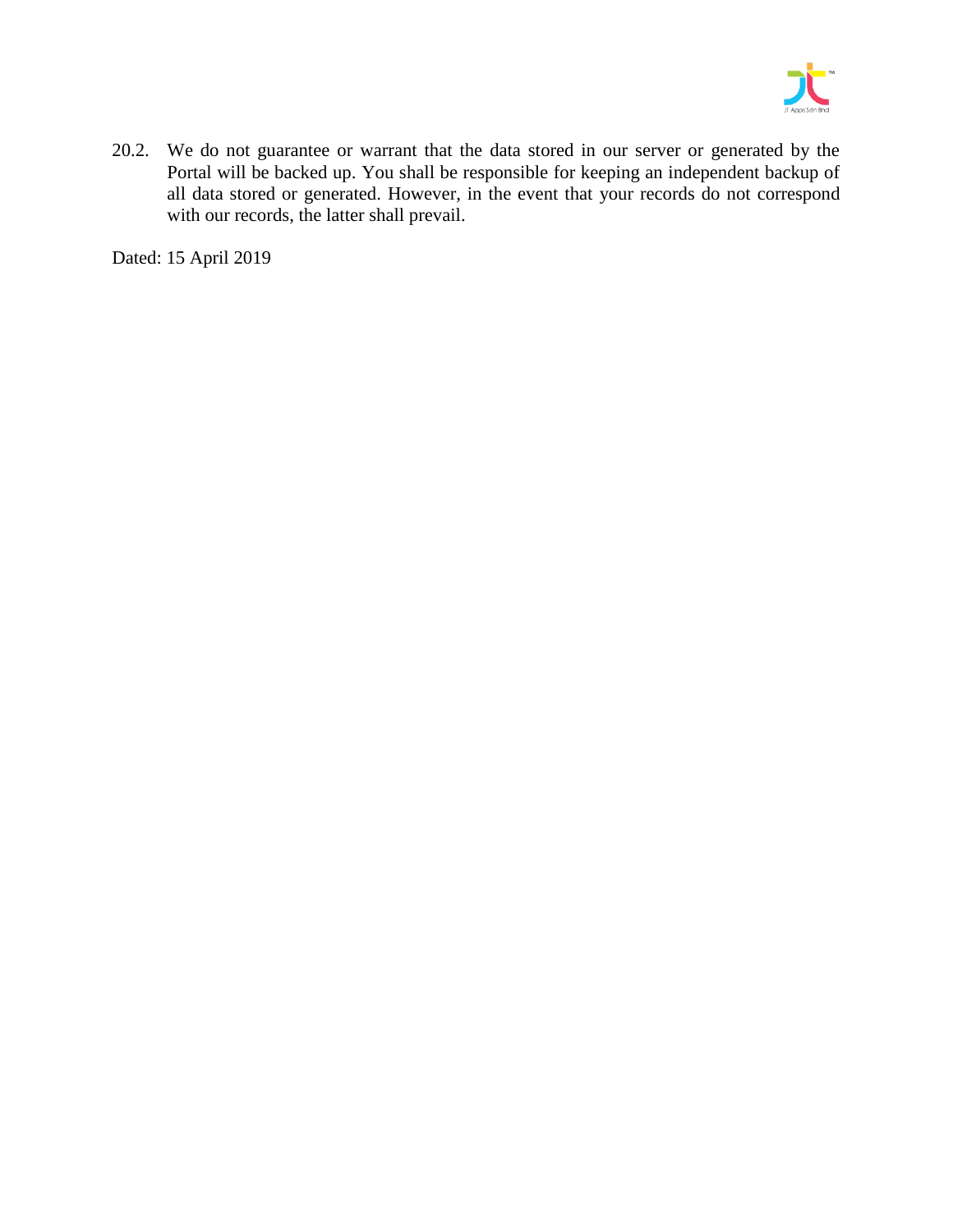20.2. We do not guarantee or warrant that the data stored in our server or generated by the Portal will be backed up. You shall be responsible for keeping an independent backup of all data stored or generated. However, in the event that your records do not correspond with our records, the latter shall prevail.

Dated: 15 April 2019